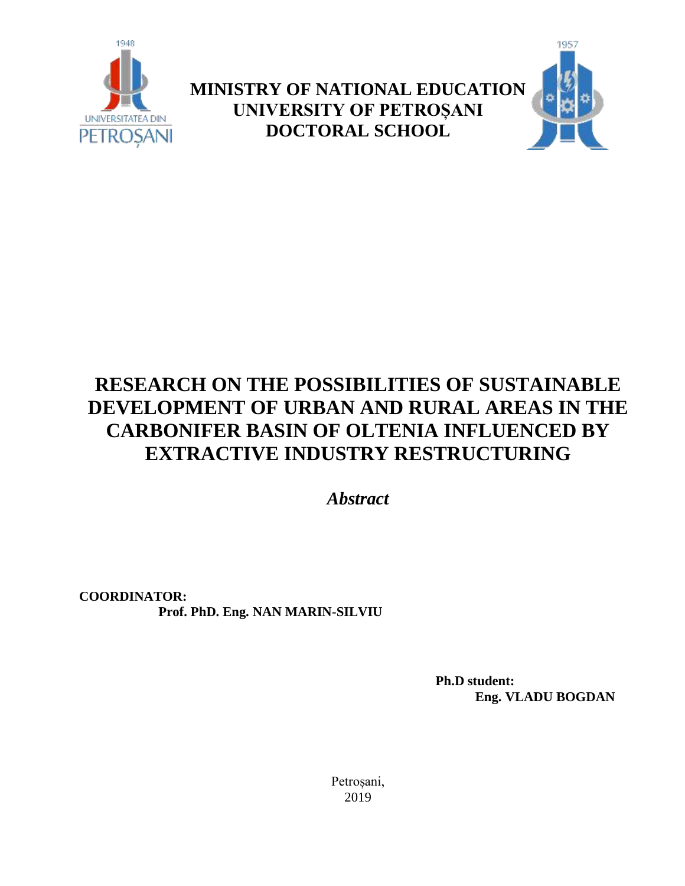**MINISTRY OF NATIONAL EDUCATION**
**UNIVERSITY OF PETROȘANI**
**DOCTORAL SCHOOL**

# RESEARCH ON THE POSSIBILITIES OF SUSTAINABLE DEVELOPMENT OF URBAN AND RURAL AREAS IN THE CARBONIFER BASIN OF OLTENIA INFLUENCED BY EXTRACTIVE INDUSTRY RESTRUCTURING

***Abstract***

**COORDINATOR:**
**Prof. PhD. Eng. NAN MARIN-SILVIU**

**Ph.D student:**
**Eng. VLADU BOGDAN**

Petroșani,
2019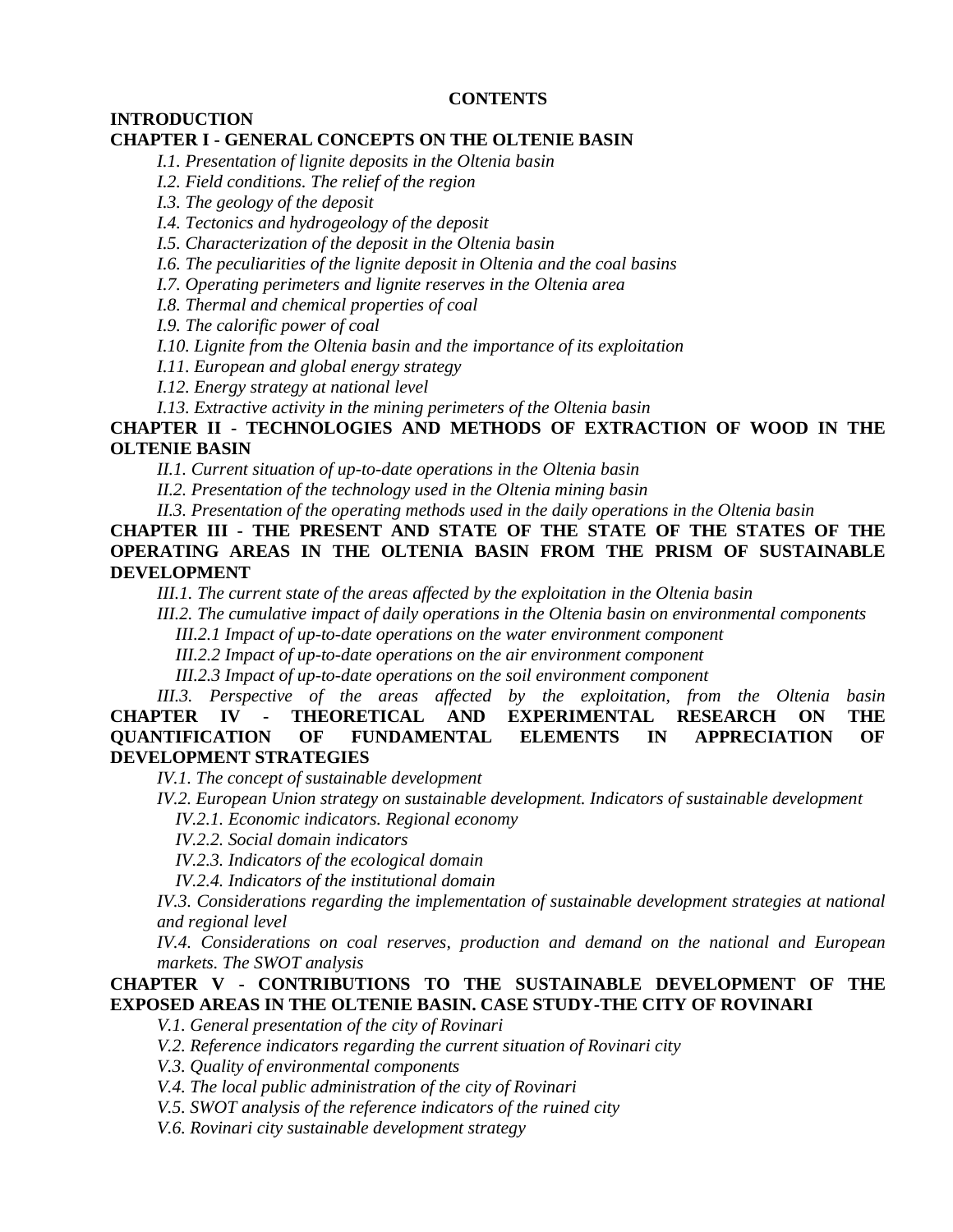**CONTENTS**

**INTRODUCTION**

**CHAPTER I - GENERAL CONCEPTS ON THE OLTENIE BASIN**

*I.1. Presentation of lignite deposits in the Oltenia basin*

*I.2. Field conditions. The relief of the region*

*I.3. The geology of the deposit*

*I.4. Tectonics and hydrogeology of the deposit*

*I.5. Characterization of the deposit in the Oltenia basin*

*I.6. The peculiarities of the lignite deposit in Oltenia and the coal basins*

*I.7. Operating perimeters and lignite reserves in the Oltenia area*

*I.8. Thermal and chemical properties of coal*

*I.9. The calorific power of coal*

*I.10. Lignite from the Oltenia basin and the importance of its exploitation*

*I.11. European and global energy strategy*

*I.12. Energy strategy at national level*

*I.13. Extractive activity in the mining perimeters of the Oltenia basin*

**CHAPTER II - TECHNOLOGIES AND METHODS OF EXTRACTION OF WOOD IN THE OLTENIE BASIN**

*II.1. Current situation of up-to-date operations in the Oltenia basin*

*II.2. Presentation of the technology used in the Oltenia mining basin*

*II.3. Presentation of the operating methods used in the daily operations in the Oltenia basin*

**CHAPTER III - THE PRESENT AND STATE OF THE STATE OF THE STATES OF THE OPERATING AREAS IN THE OLTENIA BASIN FROM THE PRISM OF SUSTAINABLE DEVELOPMENT**

*III.1. The current state of the areas affected by the exploitation in the Oltenia basin*

*III.2. The cumulative impact of daily operations in the Oltenia basin on environmental components*

*III.2.1 Impact of up-to-date operations on the water environment component*

*III.2.2 Impact of up-to-date operations on the air environment component*

*III.2.3 Impact of up-to-date operations on the soil environment component*

*III.3. Perspective of the areas affected by the exploitation, from the Oltenia basin*

**CHAPTER IV - THEORETICAL AND EXPERIMENTAL RESEARCH ON THE QUANTIFICATION OF FUNDAMENTAL ELEMENTS IN APPRECIATION OF DEVELOPMENT STRATEGIES**

*IV.1. The concept of sustainable development*

*IV.2. European Union strategy on sustainable development. Indicators of sustainable development*

*IV.2.1. Economic indicators. Regional economy*

*IV.2.2. Social domain indicators*

*IV.2.3. Indicators of the ecological domain*

*IV.2.4. Indicators of the institutional domain*

*IV.3. Considerations regarding the implementation of sustainable development strategies at national and regional level*

*IV.4. Considerations on coal reserves, production and demand on the national and European markets. The SWOT analysis*

**CHAPTER V - CONTRIBUTIONS TO THE SUSTAINABLE DEVELOPMENT OF THE EXPOSED AREAS IN THE OLTENIE BASIN. CASE STUDY-THE CITY OF ROVINARI**

*V.1. General presentation of the city of Rovinari*

*V.2. Reference indicators regarding the current situation of Rovinari city*

*V.3. Quality of environmental components*

*V.4. The local public administration of the city of Rovinari*

*V.5. SWOT analysis of the reference indicators of the ruined city*

*V.6. Rovinari city sustainable development strategy*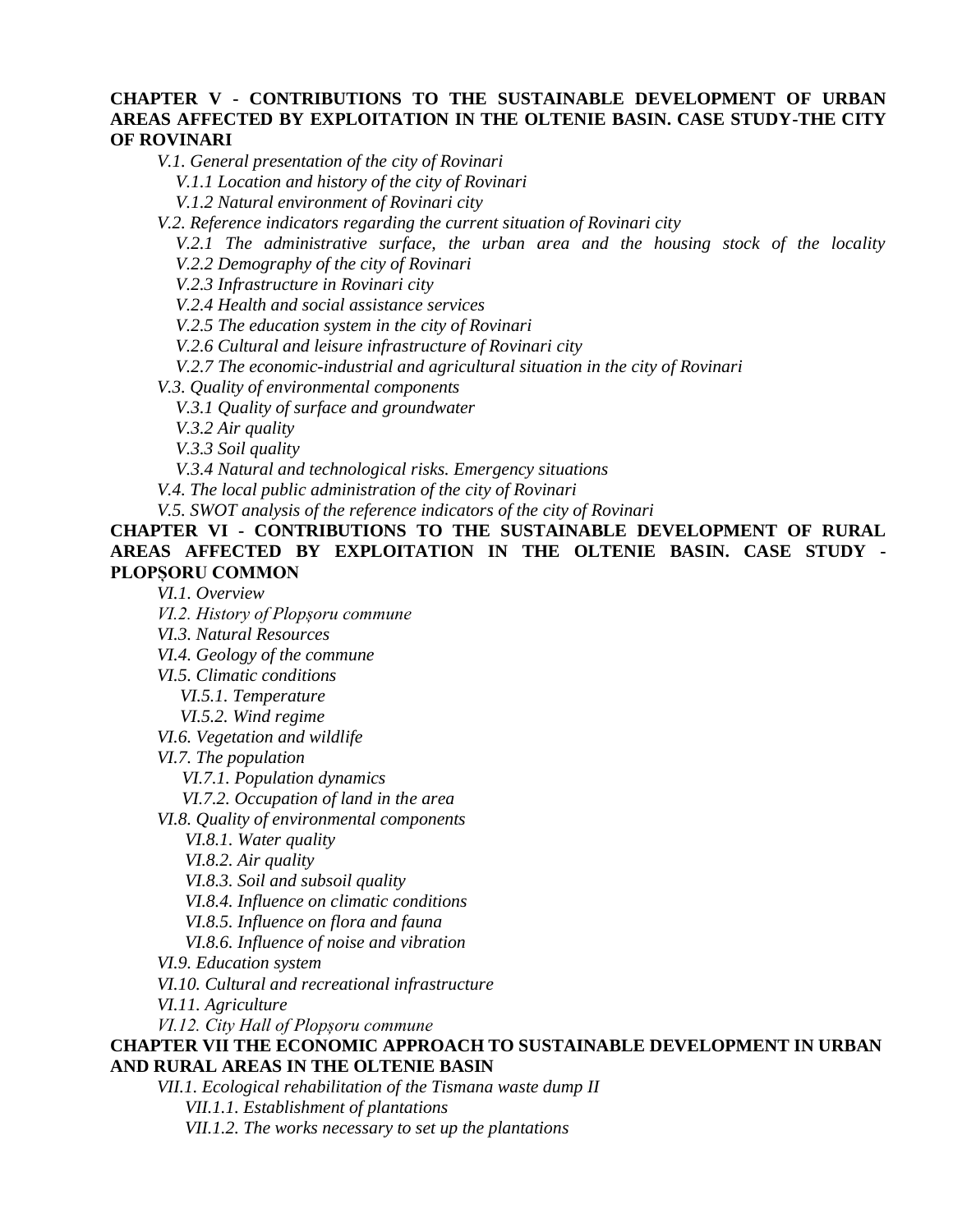**CHAPTER V - CONTRIBUTIONS TO THE SUSTAINABLE DEVELOPMENT OF URBAN AREAS AFFECTED BY EXPLOITATION IN THE OLTENIE BASIN. CASE STUDY-THE CITY OF ROVINARI**

*V.1. General presentation of the city of Rovinari*

*V.1.1 Location and history of the city of Rovinari*

*V.1.2 Natural environment of Rovinari city*

*V.2. Reference indicators regarding the current situation of Rovinari city*

*V.2.1 The administrative surface, the urban area and the housing stock of the locality*

*V.2.2 Demography of the city of Rovinari*

*V.2.3 Infrastructure in Rovinari city*

*V.2.4 Health and social assistance services*

*V.2.5 The education system in the city of Rovinari*

*V.2.6 Cultural and leisure infrastructure of Rovinari city*

*V.2.7 The economic-industrial and agricultural situation in the city of Rovinari*

*V.3. Quality of environmental components*

*V.3.1 Quality of surface and groundwater*

*V.3.2 Air quality*

*V.3.3 Soil quality*

*V.3.4 Natural and technological risks. Emergency situations*

*V.4. The local public administration of the city of Rovinari*

*V.5. SWOT analysis of the reference indicators of the city of Rovinari*

**CHAPTER VI - CONTRIBUTIONS TO THE SUSTAINABLE DEVELOPMENT OF RURAL AREAS AFFECTED BY EXPLOITATION IN THE OLTENIE BASIN. CASE STUDY - PLOPȘORU COMMON**

*VI.1. Overview*

*VI.2. History of Plopșoru commune*

*VI.3. Natural Resources*

*VI.4. Geology of the commune*

*VI.5. Climatic conditions*

*VI.5.1. Temperature*

*VI.5.2. Wind regime*

*VI.6. Vegetation and wildlife*

*VI.7. The population*

*VI.7.1. Population dynamics*

*VI.7.2. Occupation of land in the area*

*VI.8. Quality of environmental components*

*VI.8.1. Water quality*

*VI.8.2. Air quality*

*VI.8.3. Soil and subsoil quality*

*VI.8.4. Influence on climatic conditions*

*VI.8.5. Influence on flora and fauna*

*VI.8.6. Influence of noise and vibration*

*VI.9. Education system*

*VI.10. Cultural and recreational infrastructure*

*VI.11. Agriculture*

*VI.12. City Hall of Plopșoru commune*

**CHAPTER VII THE ECONOMIC APPROACH TO SUSTAINABLE DEVELOPMENT IN URBAN AND RURAL AREAS IN THE OLTENIE BASIN**

*VII.1. Ecological rehabilitation of the Tismana waste dump II*

*VII.1.1. Establishment of plantations*

*VII.1.2. The works necessary to set up the plantations*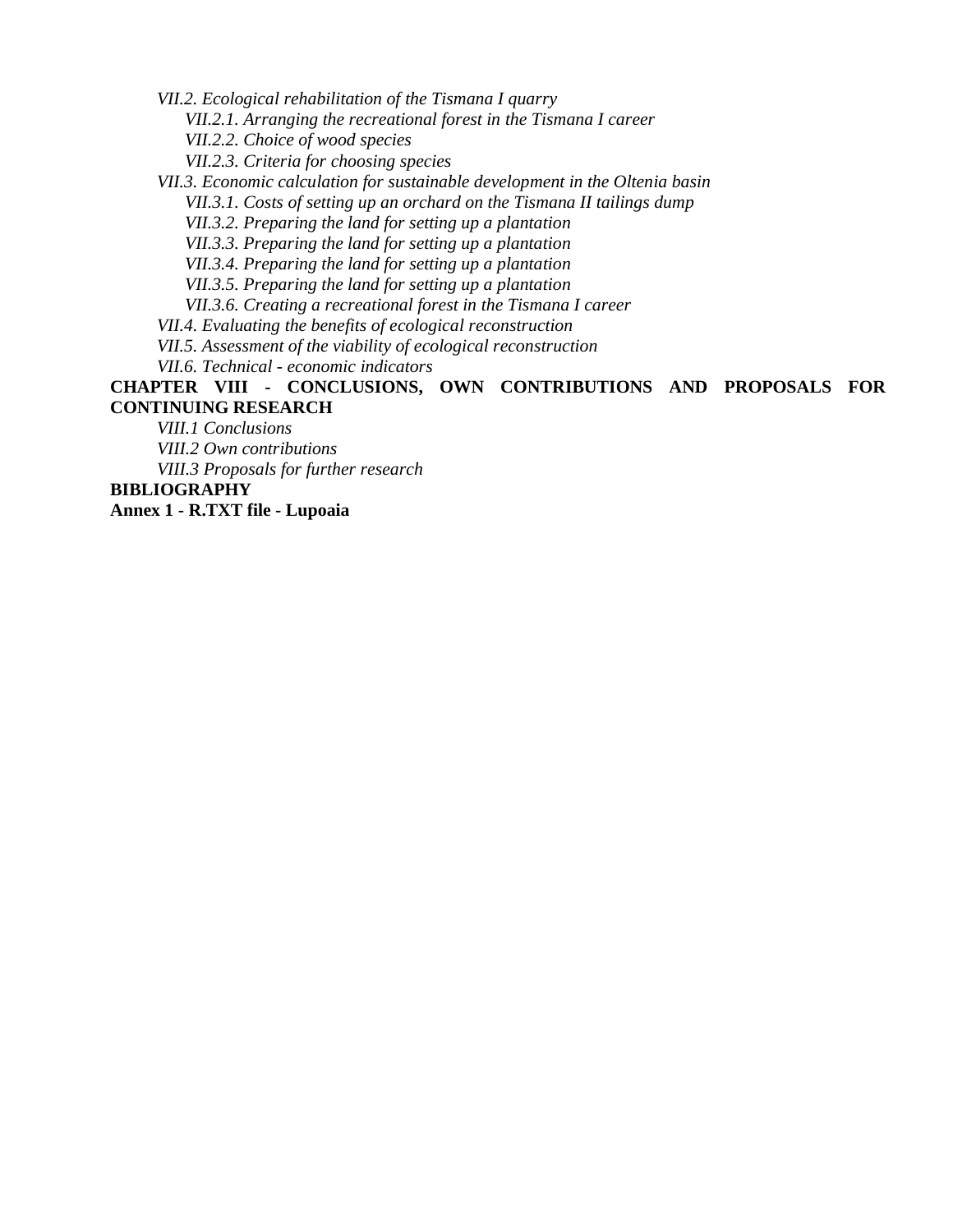*VII.2. Ecological rehabilitation of the Tismana I quarry*

*VII.2.1. Arranging the recreational forest in the Tismana I career*

*VII.2.2. Choice of wood species*

*VII.2.3. Criteria for choosing species*

*VII.3. Economic calculation for sustainable development in the Oltenia basin*

*VII.3.1. Costs of setting up an orchard on the Tismana II tailings dump*

*VII.3.2. Preparing the land for setting up a plantation*

*VII.3.3. Preparing the land for setting up a plantation*

*VII.3.4. Preparing the land for setting up a plantation*

*VII.3.5. Preparing the land for setting up a plantation*

*VII.3.6. Creating a recreational forest in the Tismana I career*

*VII.4. Evaluating the benefits of ecological reconstruction*

*VII.5. Assessment of the viability of ecological reconstruction*

*VII.6. Technical - economic indicators*

**CHAPTER VIII - CONCLUSIONS, OWN CONTRIBUTIONS AND PROPOSALS FOR CONTINUING RESEARCH**

*VIII.1 Conclusions*

*VIII.2 Own contributions*

*VIII.3 Proposals for further research*

**BIBLIOGRAPHY**

**Annex 1 - R.TXT file - Lupoaia**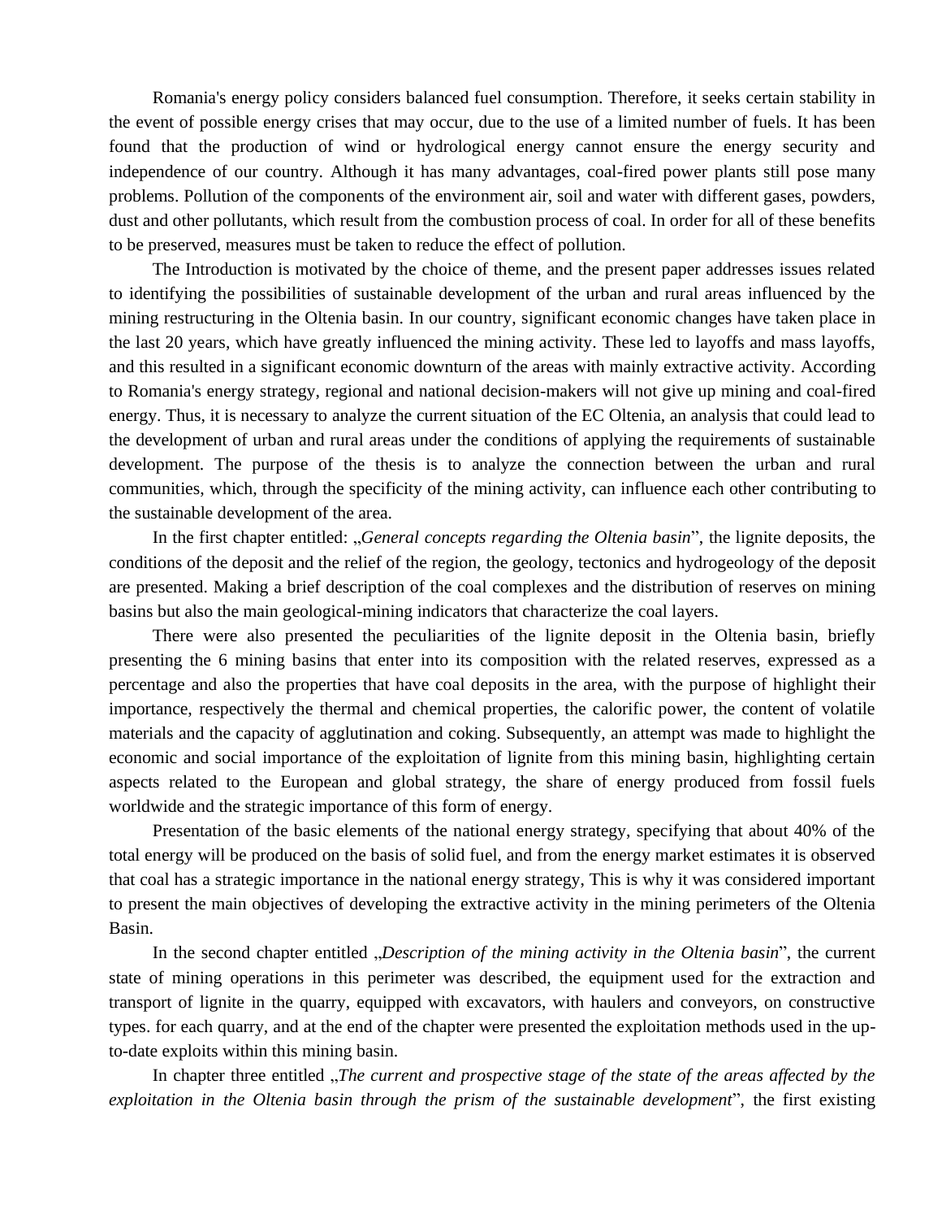Romania's energy policy considers balanced fuel consumption. Therefore, it seeks certain stability in the event of possible energy crises that may occur, due to the use of a limited number of fuels. It has been found that the production of wind or hydrological energy cannot ensure the energy security and independence of our country. Although it has many advantages, coal-fired power plants still pose many problems. Pollution of the components of the environment air, soil and water with different gases, powders, dust and other pollutants, which result from the combustion process of coal. In order for all of these benefits to be preserved, measures must be taken to reduce the effect of pollution.

The Introduction is motivated by the choice of theme, and the present paper addresses issues related to identifying the possibilities of sustainable development of the urban and rural areas influenced by the mining restructuring in the Oltenia basin. In our country, significant economic changes have taken place in the last 20 years, which have greatly influenced the mining activity. These led to layoffs and mass layoffs, and this resulted in a significant economic downturn of the areas with mainly extractive activity. According to Romania's energy strategy, regional and national decision-makers will not give up mining and coal-fired energy. Thus, it is necessary to analyze the current situation of the EC Oltenia, an analysis that could lead to the development of urban and rural areas under the conditions of applying the requirements of sustainable development. The purpose of the thesis is to analyze the connection between the urban and rural communities, which, through the specificity of the mining activity, can influence each other contributing to the sustainable development of the area.

In the first chapter entitled: „*General concepts regarding the Oltenia basin*", the lignite deposits, the conditions of the deposit and the relief of the region, the geology, tectonics and hydrogeology of the deposit are presented. Making a brief description of the coal complexes and the distribution of reserves on mining basins but also the main geological-mining indicators that characterize the coal layers.

There were also presented the peculiarities of the lignite deposit in the Oltenia basin, briefly presenting the 6 mining basins that enter into its composition with the related reserves, expressed as a percentage and also the properties that have coal deposits in the area, with the purpose of highlight their importance, respectively the thermal and chemical properties, the calorific power, the content of volatile materials and the capacity of agglutination and coking. Subsequently, an attempt was made to highlight the economic and social importance of the exploitation of lignite from this mining basin, highlighting certain aspects related to the European and global strategy, the share of energy produced from fossil fuels worldwide and the strategic importance of this form of energy.

Presentation of the basic elements of the national energy strategy, specifying that about 40% of the total energy will be produced on the basis of solid fuel, and from the energy market estimates it is observed that coal has a strategic importance in the national energy strategy, This is why it was considered important to present the main objectives of developing the extractive activity in the mining perimeters of the Oltenia Basin.

In the second chapter entitled „*Description of the mining activity in the Oltenia basin*", the current state of mining operations in this perimeter was described, the equipment used for the extraction and transport of lignite in the quarry, equipped with excavators, with haulers and conveyors, on constructive types. for each quarry, and at the end of the chapter were presented the exploitation methods used in the up-to-date exploits within this mining basin.

In chapter three entitled „*The current and prospective stage of the state of the areas affected by the exploitation in the Oltenia basin through the prism of the sustainable development*", the first existing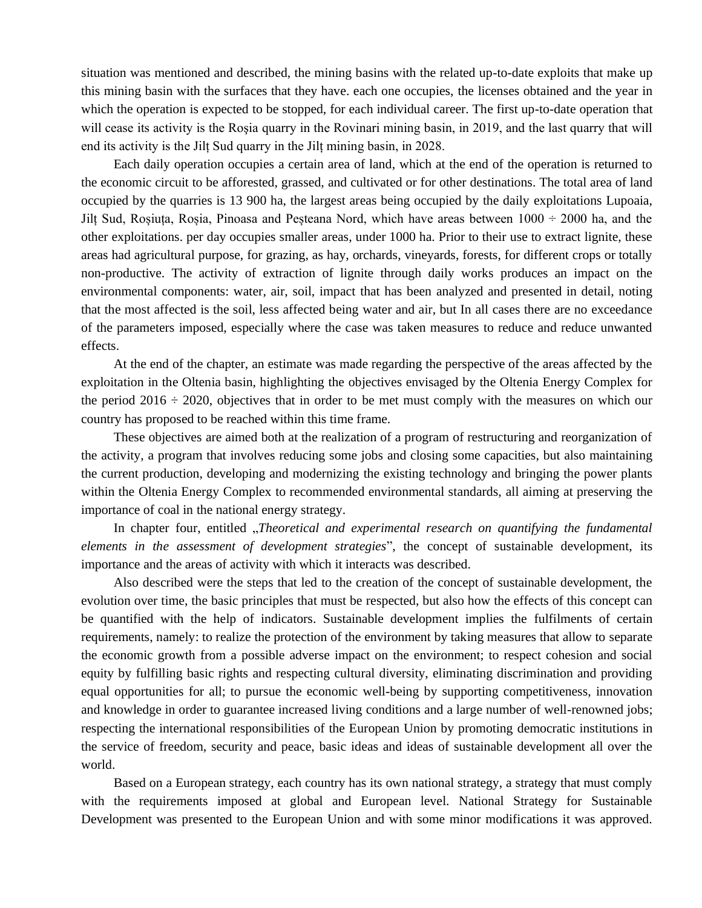situation was mentioned and described, the mining basins with the related up-to-date exploits that make up this mining basin with the surfaces that they have. each one occupies, the licenses obtained and the year in which the operation is expected to be stopped, for each individual career. The first up-to-date operation that will cease its activity is the Roșia quarry in the Rovinari mining basin, in 2019, and the last quarry that will end its activity is the Jilț Sud quarry in the Jilț mining basin, in 2028.

Each daily operation occupies a certain area of land, which at the end of the operation is returned to the economic circuit to be afforested, grassed, and cultivated or for other destinations. The total area of land occupied by the quarries is 13 900 ha, the largest areas being occupied by the daily exploitations Lupoaia, Jilț Sud, Roșiuța, Roșia, Pinoasa and Peșteana Nord, which have areas between 1000 ÷ 2000 ha, and the other exploitations. per day occupies smaller areas, under 1000 ha. Prior to their use to extract lignite, these areas had agricultural purpose, for grazing, as hay, orchards, vineyards, forests, for different crops or totally non-productive. The activity of extraction of lignite through daily works produces an impact on the environmental components: water, air, soil, impact that has been analyzed and presented in detail, noting that the most affected is the soil, less affected being water and air, but In all cases there are no exceedance of the parameters imposed, especially where the case was taken measures to reduce and reduce unwanted effects.

At the end of the chapter, an estimate was made regarding the perspective of the areas affected by the exploitation in the Oltenia basin, highlighting the objectives envisaged by the Oltenia Energy Complex for the period 2016 ÷ 2020, objectives that in order to be met must comply with the measures on which our country has proposed to be reached within this time frame.

These objectives are aimed both at the realization of a program of restructuring and reorganization of the activity, a program that involves reducing some jobs and closing some capacities, but also maintaining the current production, developing and modernizing the existing technology and bringing the power plants within the Oltenia Energy Complex to recommended environmental standards, all aiming at preserving the importance of coal in the national energy strategy.

In chapter four, entitled „*Theoretical and experimental research on quantifying the fundamental elements in the assessment of development strategies*", the concept of sustainable development, its importance and the areas of activity with which it interacts was described.

Also described were the steps that led to the creation of the concept of sustainable development, the evolution over time, the basic principles that must be respected, but also how the effects of this concept can be quantified with the help of indicators. Sustainable development implies the fulfilments of certain requirements, namely: to realize the protection of the environment by taking measures that allow to separate the economic growth from a possible adverse impact on the environment; to respect cohesion and social equity by fulfilling basic rights and respecting cultural diversity, eliminating discrimination and providing equal opportunities for all; to pursue the economic well-being by supporting competitiveness, innovation and knowledge in order to guarantee increased living conditions and a large number of well-renowned jobs; respecting the international responsibilities of the European Union by promoting democratic institutions in the service of freedom, security and peace, basic ideas and ideas of sustainable development all over the world.

Based on a European strategy, each country has its own national strategy, a strategy that must comply with the requirements imposed at global and European level. National Strategy for Sustainable Development was presented to the European Union and with some minor modifications it was approved.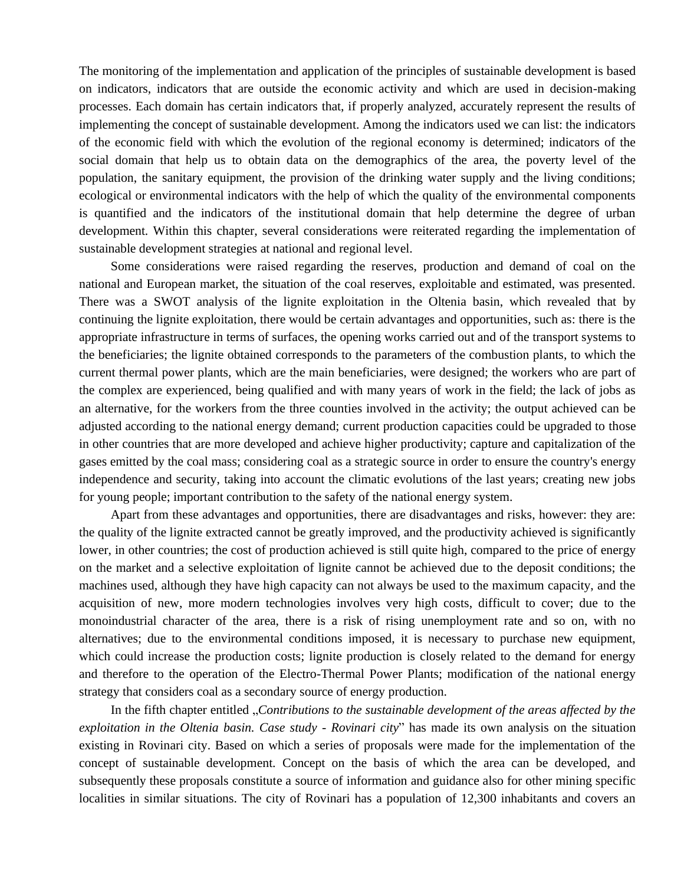The monitoring of the implementation and application of the principles of sustainable development is based on indicators, indicators that are outside the economic activity and which are used in decision-making processes. Each domain has certain indicators that, if properly analyzed, accurately represent the results of implementing the concept of sustainable development. Among the indicators used we can list: the indicators of the economic field with which the evolution of the regional economy is determined; indicators of the social domain that help us to obtain data on the demographics of the area, the poverty level of the population, the sanitary equipment, the provision of the drinking water supply and the living conditions; ecological or environmental indicators with the help of which the quality of the environmental components is quantified and the indicators of the institutional domain that help determine the degree of urban development. Within this chapter, several considerations were reiterated regarding the implementation of sustainable development strategies at national and regional level.

Some considerations were raised regarding the reserves, production and demand of coal on the national and European market, the situation of the coal reserves, exploitable and estimated, was presented. There was a SWOT analysis of the lignite exploitation in the Oltenia basin, which revealed that by continuing the lignite exploitation, there would be certain advantages and opportunities, such as: there is the appropriate infrastructure in terms of surfaces, the opening works carried out and of the transport systems to the beneficiaries; the lignite obtained corresponds to the parameters of the combustion plants, to which the current thermal power plants, which are the main beneficiaries, were designed; the workers who are part of the complex are experienced, being qualified and with many years of work in the field; the lack of jobs as an alternative, for the workers from the three counties involved in the activity; the output achieved can be adjusted according to the national energy demand; current production capacities could be upgraded to those in other countries that are more developed and achieve higher productivity; capture and capitalization of the gases emitted by the coal mass; considering coal as a strategic source in order to ensure the country's energy independence and security, taking into account the climatic evolutions of the last years; creating new jobs for young people; important contribution to the safety of the national energy system.

Apart from these advantages and opportunities, there are disadvantages and risks, however: they are: the quality of the lignite extracted cannot be greatly improved, and the productivity achieved is significantly lower, in other countries; the cost of production achieved is still quite high, compared to the price of energy on the market and a selective exploitation of lignite cannot be achieved due to the deposit conditions; the machines used, although they have high capacity can not always be used to the maximum capacity, and the acquisition of new, more modern technologies involves very high costs, difficult to cover; due to the monoindustrial character of the area, there is a risk of rising unemployment rate and so on, with no alternatives; due to the environmental conditions imposed, it is necessary to purchase new equipment, which could increase the production costs; lignite production is closely related to the demand for energy and therefore to the operation of the Electro-Thermal Power Plants; modification of the national energy strategy that considers coal as a secondary source of energy production.

In the fifth chapter entitled „*Contributions to the sustainable development of the areas affected by the exploitation in the Oltenia basin. Case study - Rovinari city*" has made its own analysis on the situation existing in Rovinari city. Based on which a series of proposals were made for the implementation of the concept of sustainable development. Concept on the basis of which the area can be developed, and subsequently these proposals constitute a source of information and guidance also for other mining specific localities in similar situations. The city of Rovinari has a population of 12,300 inhabitants and covers an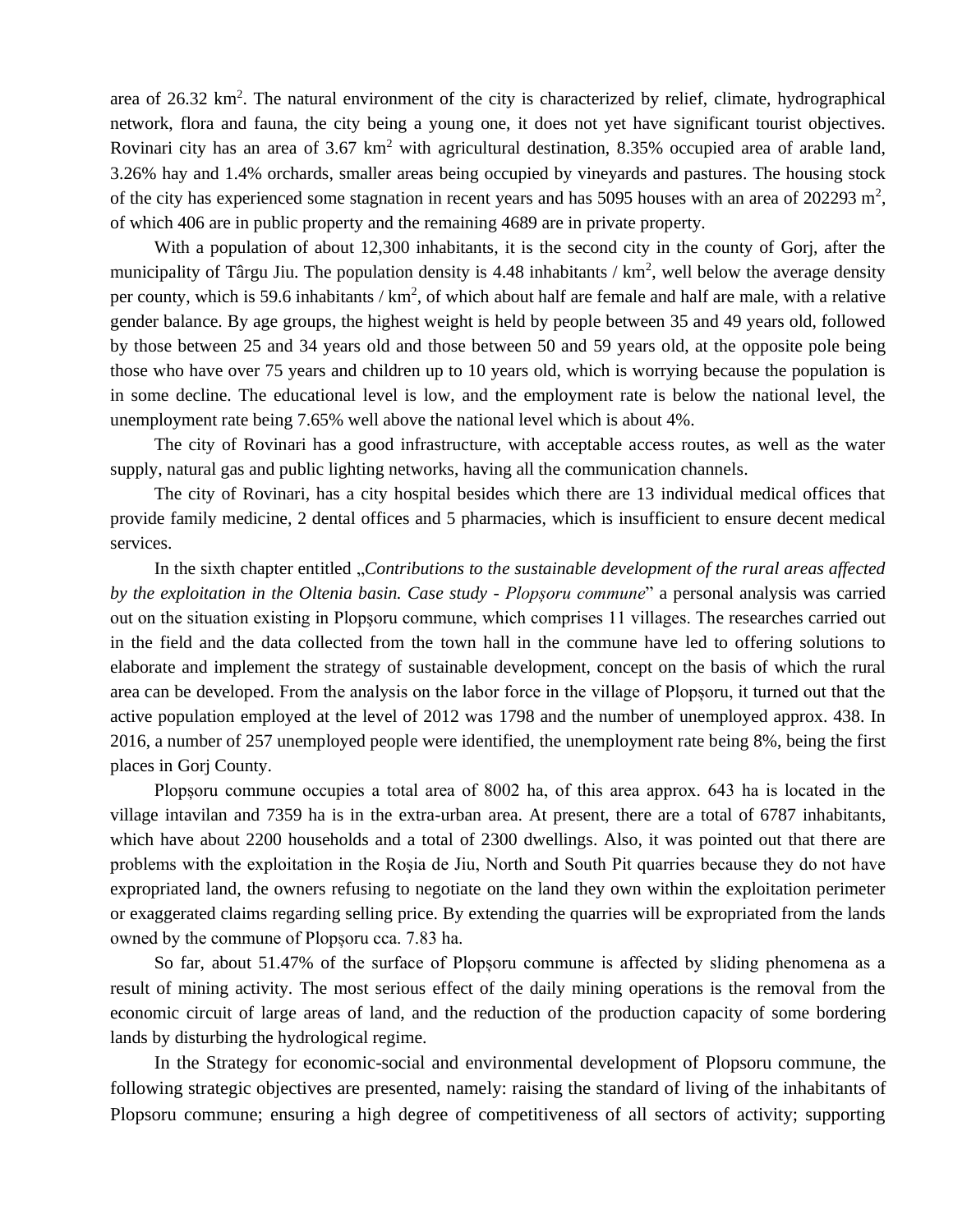area of 26.32 km$^2$. The natural environment of the city is characterized by relief, climate, hydrographical network, flora and fauna, the city being a young one, it does not yet have significant tourist objectives. Rovinari city has an area of 3.67 km$^2$ with agricultural destination, 8.35% occupied area of arable land, 3.26% hay and 1.4% orchards, smaller areas being occupied by vineyards and pastures. The housing stock of the city has experienced some stagnation in recent years and has 5095 houses with an area of 202293 m$^2$, of which 406 are in public property and the remaining 4689 are in private property.

With a population of about 12,300 inhabitants, it is the second city in the county of Gorj, after the municipality of Târgu Jiu. The population density is 4.48 inhabitants / km$^2$, well below the average density per county, which is 59.6 inhabitants / km$^2$, of which about half are female and half are male, with a relative gender balance. By age groups, the highest weight is held by people between 35 and 49 years old, followed by those between 25 and 34 years old and those between 50 and 59 years old, at the opposite pole being those who have over 75 years and children up to 10 years old, which is worrying because the population is in some decline. The educational level is low, and the employment rate is below the national level, the unemployment rate being 7.65% well above the national level which is about 4%.

The city of Rovinari has a good infrastructure, with acceptable access routes, as well as the water supply, natural gas and public lighting networks, having all the communication channels.

The city of Rovinari, has a city hospital besides which there are 13 individual medical offices that provide family medicine, 2 dental offices and 5 pharmacies, which is insufficient to ensure decent medical services.

In the sixth chapter entitled „*Contributions to the sustainable development of the rural areas affected by the exploitation in the Oltenia basin. Case study - Plopșoru commune*" a personal analysis was carried out on the situation existing in Plopșoru commune, which comprises 11 villages. The researches carried out in the field and the data collected from the town hall in the commune have led to offering solutions to elaborate and implement the strategy of sustainable development, concept on the basis of which the rural area can be developed. From the analysis on the labor force in the village of Plopșoru, it turned out that the active population employed at the level of 2012 was 1798 and the number of unemployed approx. 438. In 2016, a number of 257 unemployed people were identified, the unemployment rate being 8%, being the first places in Gorj County.

Plopșoru commune occupies a total area of 8002 ha, of this area approx. 643 ha is located in the village intavilan and 7359 ha is in the extra-urban area. At present, there are a total of 6787 inhabitants, which have about 2200 households and a total of 2300 dwellings. Also, it was pointed out that there are problems with the exploitation in the Roșia de Jiu, North and South Pit quarries because they do not have expropriated land, the owners refusing to negotiate on the land they own within the exploitation perimeter or exaggerated claims regarding selling price. By extending the quarries will be expropriated from the lands owned by the commune of Plopșoru cca. 7.83 ha.

So far, about 51.47% of the surface of Plopșoru commune is affected by sliding phenomena as a result of mining activity. The most serious effect of the daily mining operations is the removal from the economic circuit of large areas of land, and the reduction of the production capacity of some bordering lands by disturbing the hydrological regime.

In the Strategy for economic-social and environmental development of Plopsoru commune, the following strategic objectives are presented, namely: raising the standard of living of the inhabitants of Plopsoru commune; ensuring a high degree of competitiveness of all sectors of activity; supporting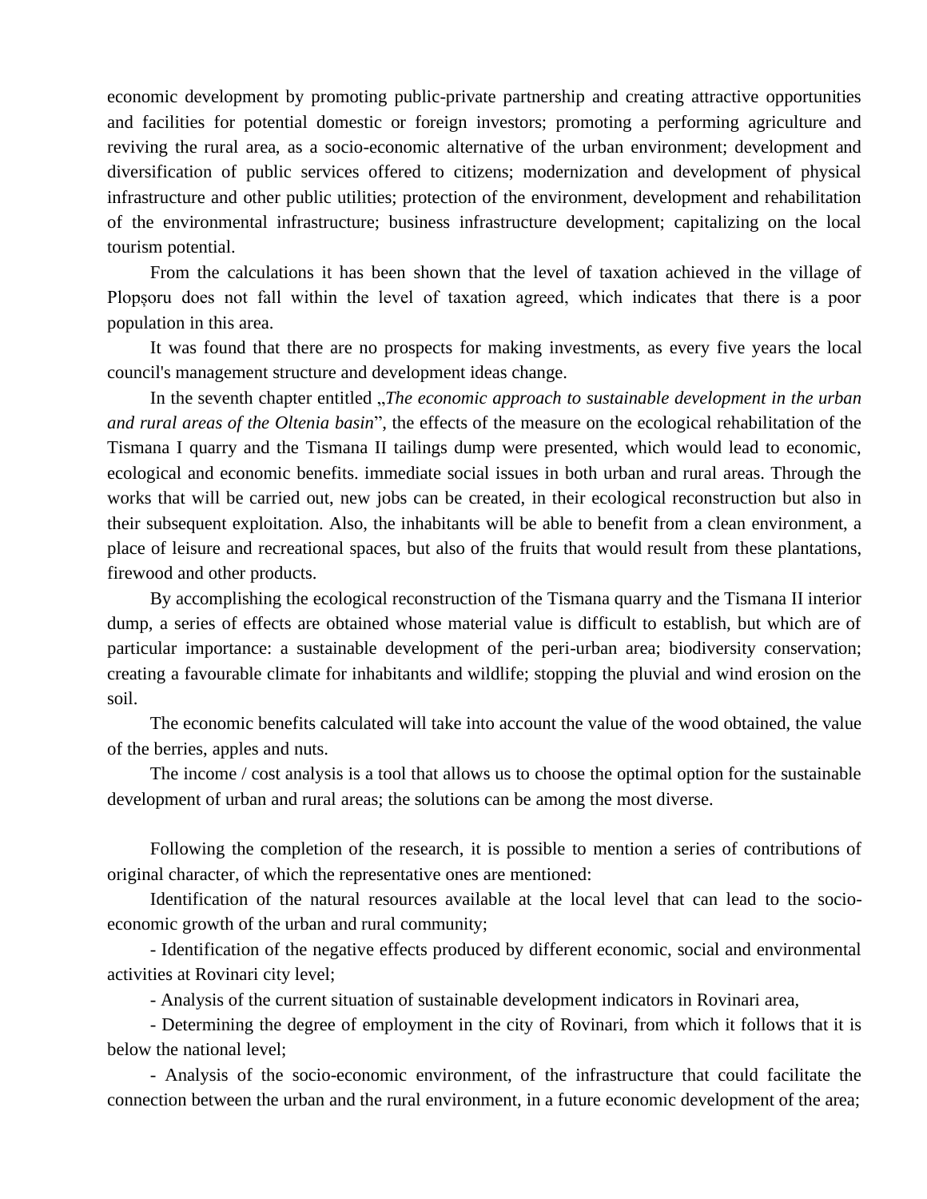economic development by promoting public-private partnership and creating attractive opportunities and facilities for potential domestic or foreign investors; promoting a performing agriculture and reviving the rural area, as a socio-economic alternative of the urban environment; development and diversification of public services offered to citizens; modernization and development of physical infrastructure and other public utilities; protection of the environment, development and rehabilitation of the environmental infrastructure; business infrastructure development; capitalizing on the local tourism potential.

From the calculations it has been shown that the level of taxation achieved in the village of Plopșoru does not fall within the level of taxation agreed, which indicates that there is a poor population in this area.

It was found that there are no prospects for making investments, as every five years the local council's management structure and development ideas change.

In the seventh chapter entitled „*The economic approach to sustainable development in the urban and rural areas of the Oltenia basin*”, the effects of the measure on the ecological rehabilitation of the Tismana I quarry and the Tismana II tailings dump were presented, which would lead to economic, ecological and economic benefits. immediate social issues in both urban and rural areas. Through the works that will be carried out, new jobs can be created, in their ecological reconstruction but also in their subsequent exploitation. Also, the inhabitants will be able to benefit from a clean environment, a place of leisure and recreational spaces, but also of the fruits that would result from these plantations, firewood and other products.

By accomplishing the ecological reconstruction of the Tismana quarry and the Tismana II interior dump, a series of effects are obtained whose material value is difficult to establish, but which are of particular importance: a sustainable development of the peri-urban area; biodiversity conservation; creating a favourable climate for inhabitants and wildlife; stopping the pluvial and wind erosion on the soil.

The economic benefits calculated will take into account the value of the wood obtained, the value of the berries, apples and nuts.

The income / cost analysis is a tool that allows us to choose the optimal option for the sustainable development of urban and rural areas; the solutions can be among the most diverse.

Following the completion of the research, it is possible to mention a series of contributions of original character, of which the representative ones are mentioned:

Identification of the natural resources available at the local level that can lead to the socio-economic growth of the urban and rural community;

- Identification of the negative effects produced by different economic, social and environmental activities at Rovinari city level;

- Analysis of the current situation of sustainable development indicators in Rovinari area,

- Determining the degree of employment in the city of Rovinari, from which it follows that it is below the national level;

- Analysis of the socio-economic environment, of the infrastructure that could facilitate the connection between the urban and the rural environment, in a future economic development of the area;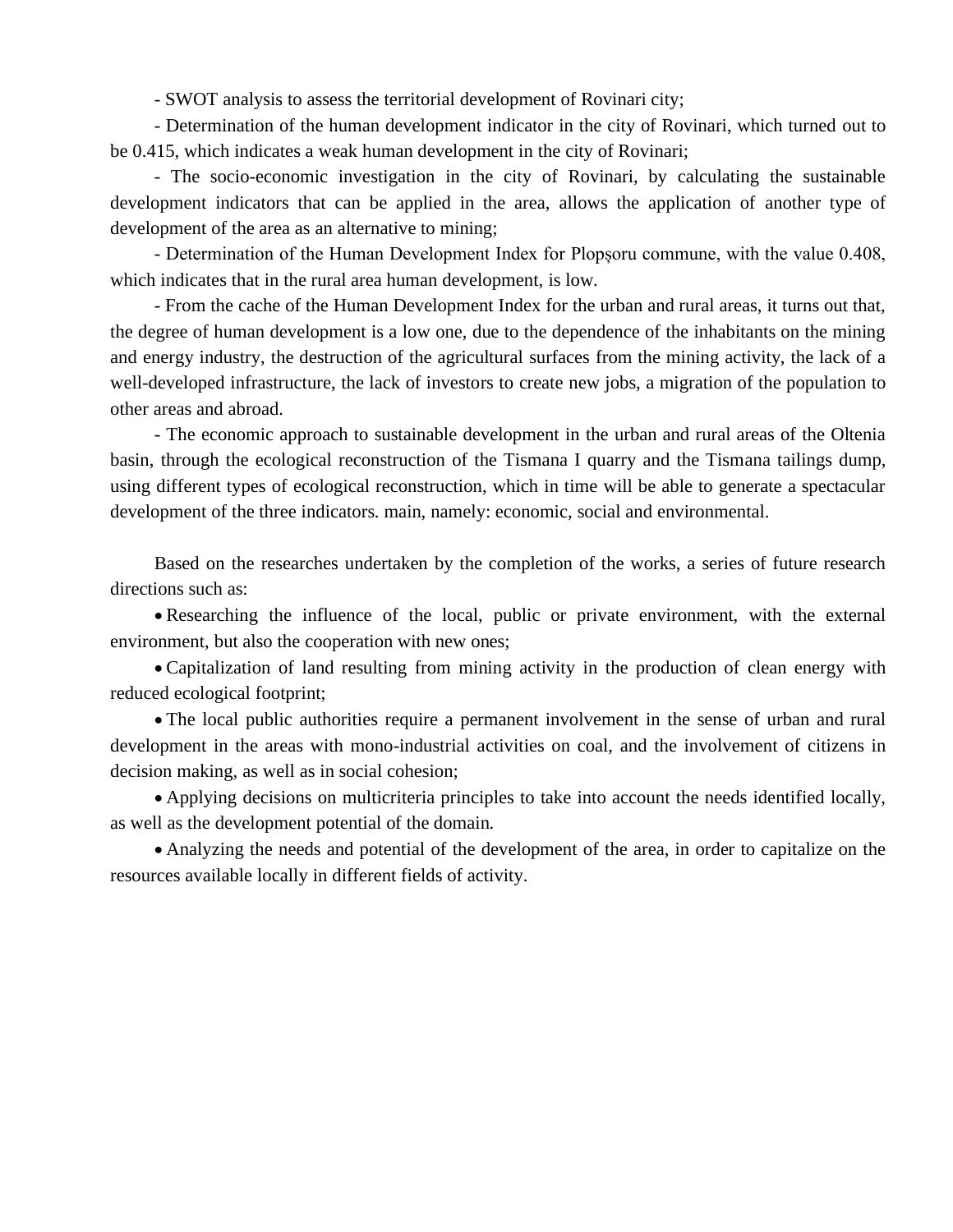- SWOT analysis to assess the territorial development of Rovinari city;

- Determination of the human development indicator in the city of Rovinari, which turned out to be 0.415, which indicates a weak human development in the city of Rovinari;

- The socio-economic investigation in the city of Rovinari, by calculating the sustainable development indicators that can be applied in the area, allows the application of another type of development of the area as an alternative to mining;

- Determination of the Human Development Index for Plopșoru commune, with the value 0.408, which indicates that in the rural area human development, is low.

- From the cache of the Human Development Index for the urban and rural areas, it turns out that, the degree of human development is a low one, due to the dependence of the inhabitants on the mining and energy industry, the destruction of the agricultural surfaces from the mining activity, the lack of a well-developed infrastructure, the lack of investors to create new jobs, a migration of the population to other areas and abroad.

- The economic approach to sustainable development in the urban and rural areas of the Oltenia basin, through the ecological reconstruction of the Tismana I quarry and the Tismana tailings dump, using different types of ecological reconstruction, which in time will be able to generate a spectacular development of the three indicators. main, namely: economic, social and environmental.

Based on the researches undertaken by the completion of the works, a series of future research directions such as:

- Researching the influence of the local, public or private environment, with the external environment, but also the cooperation with new ones;
- Capitalization of land resulting from mining activity in the production of clean energy with reduced ecological footprint;
- The local public authorities require a permanent involvement in the sense of urban and rural development in the areas with mono-industrial activities on coal, and the involvement of citizens in decision making, as well as in social cohesion;
- Applying decisions on multicriteria principles to take into account the needs identified locally, as well as the development potential of the domain.
- Analyzing the needs and potential of the development of the area, in order to capitalize on the resources available locally in different fields of activity.